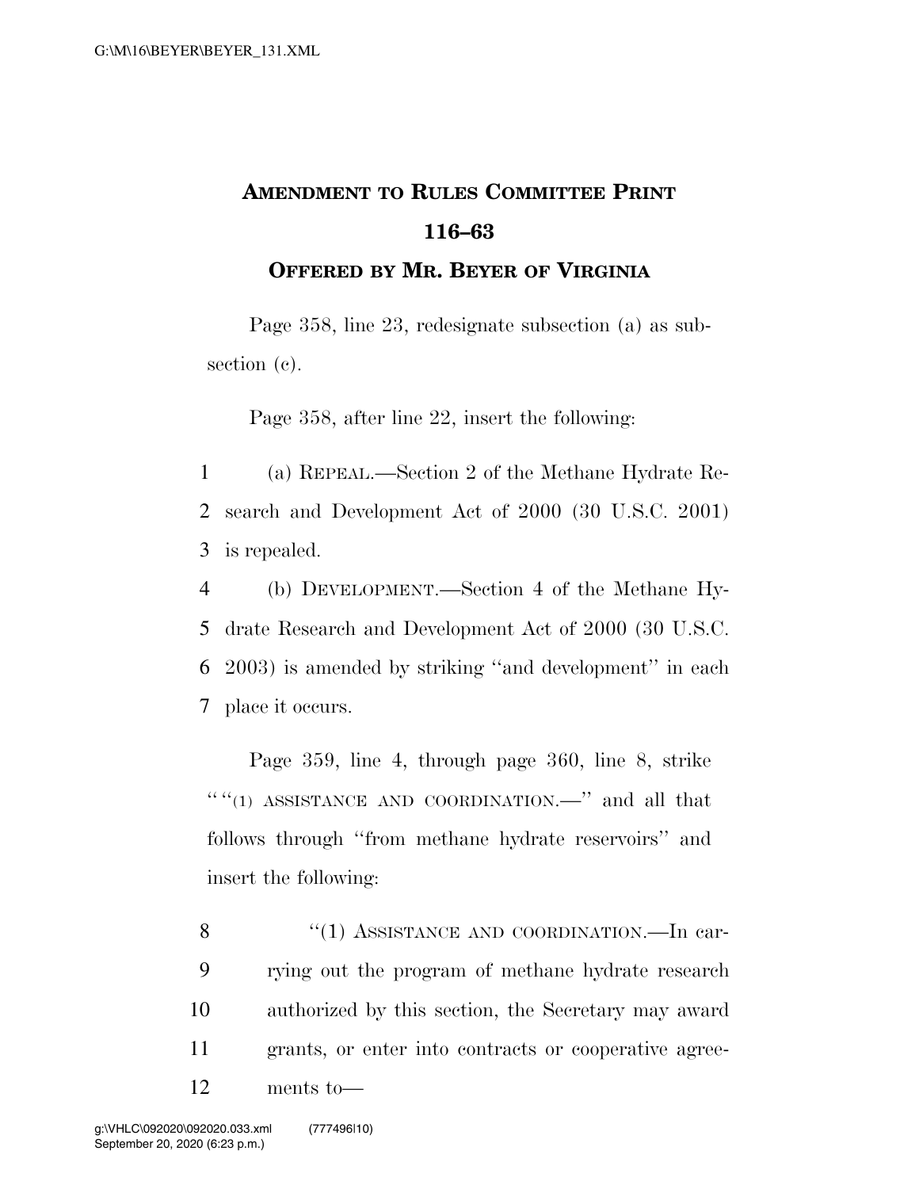# AMENDMENT TO RULES COMMITTEE PRINT 116–63

## OFFERED BY MR. BEYER OF VIRGINIA

Page 358, line 23, redesignate subsection (a) as subsection (c).

Page 358, after line 22, insert the following:

1 (a) REPEAL.—Section 2 of the Methane Hydrate Re-
2 search and Development Act of 2000 (30 U.S.C. 2001)
3 is repealed.

4 (b) DEVELOPMENT.—Section 4 of the Methane Hy-
5 drate Research and Development Act of 2000 (30 U.S.C.
6 2003) is amended by striking "and development" in each
7 place it occurs.

Page 359, line 4, through page 360, line 8, strike "''(1) ASSISTANCE AND COORDINATION.—" and all that follows through "from methane hydrate reservoirs" and insert the following:

8 "(1) ASSISTANCE AND COORDINATION.—In car-
9 rying out the program of methane hydrate research
10 authorized by this section, the Secretary may award
11 grants, or enter into contracts or cooperative agree-
12 ments to—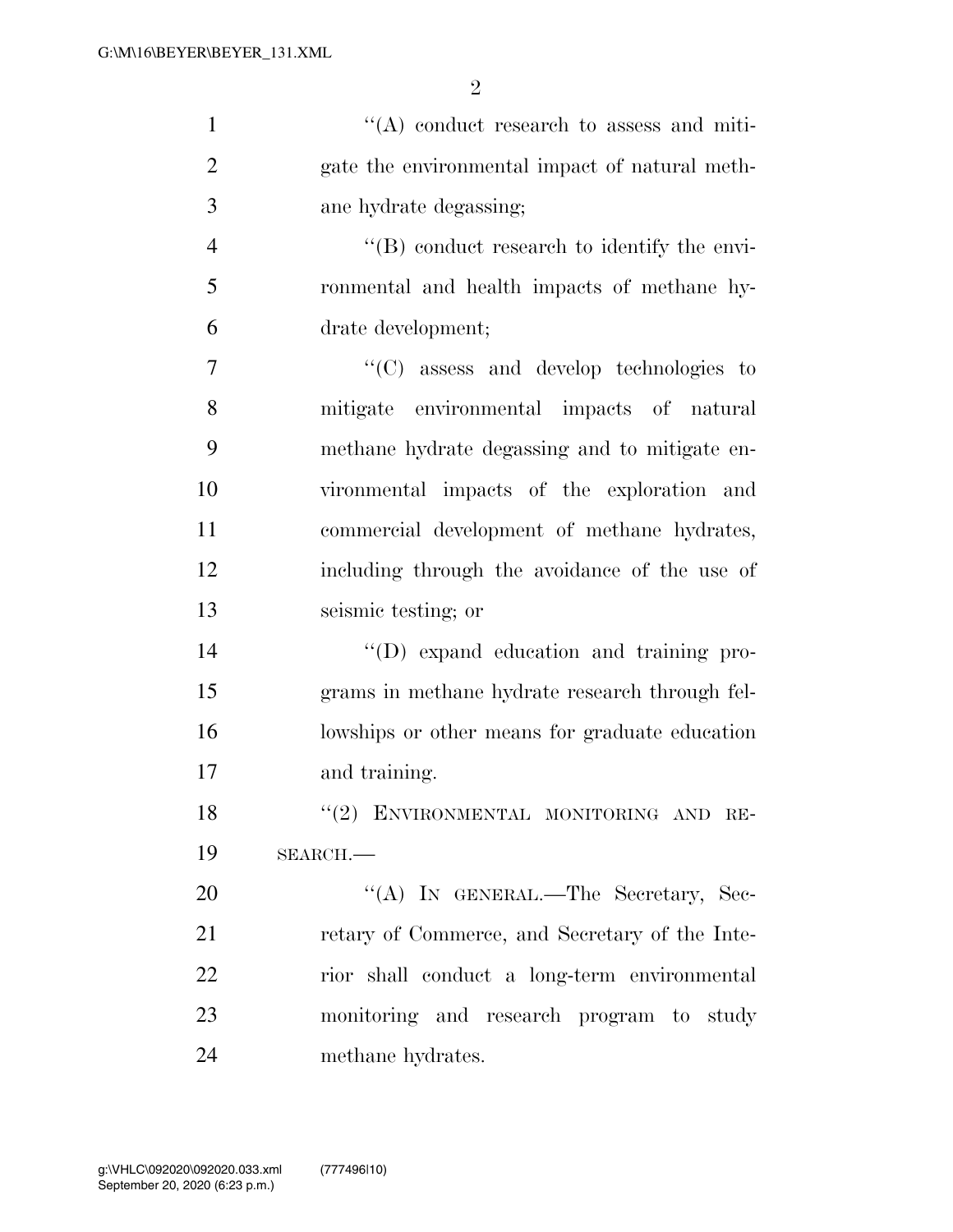"(A) conduct research to assess and mitigate the environmental impact of natural methane hydrate degassing;

"(B) conduct research to identify the environmental and health impacts of methane hydrate development;

"(C) assess and develop technologies to mitigate environmental impacts of natural methane hydrate degassing and to mitigate environmental impacts of the exploration and commercial development of methane hydrates, including through the avoidance of the use of seismic testing; or

"(D) expand education and training programs in methane hydrate research through fellowships or other means for graduate education and training.

"(2) ENVIRONMENTAL MONITORING AND RESEARCH.—

"(A) IN GENERAL.—The Secretary, Secretary of Commerce, and Secretary of the Interior shall conduct a long-term environmental monitoring and research program to study methane hydrates.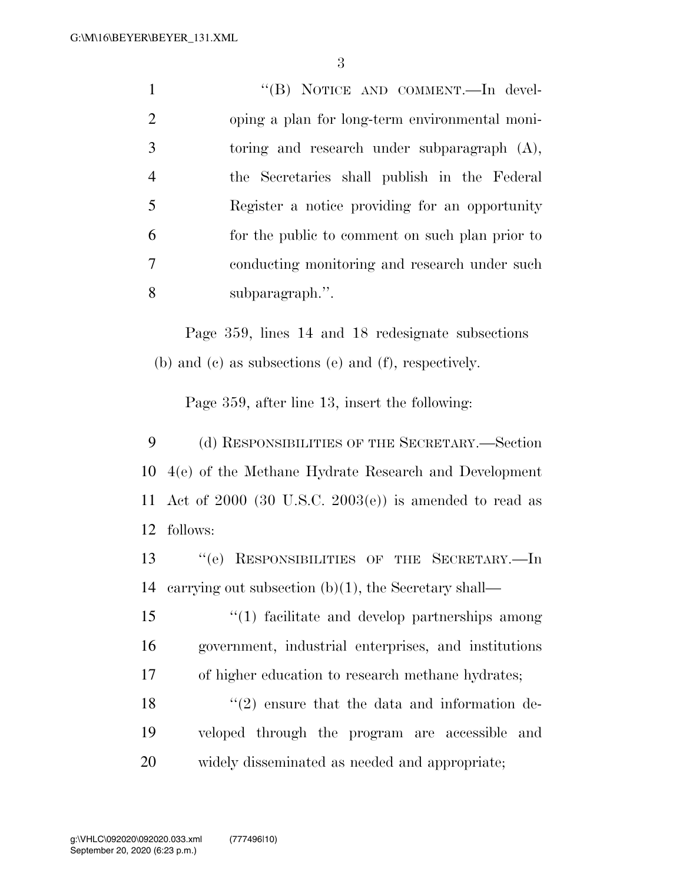"(B) NOTICE AND COMMENT.—In developing a plan for long-term environmental monitoring and research under subparagraph (A), the Secretaries shall publish in the Federal Register a notice providing for an opportunity for the public to comment on such plan prior to conducting monitoring and research under such subparagraph.".

Page 359, lines 14 and 18 redesignate subsections (b) and (c) as subsections (e) and (f), respectively.

Page 359, after line 13, insert the following:

(d) RESPONSIBILITIES OF THE SECRETARY.—Section 4(e) of the Methane Hydrate Research and Development Act of 2000 (30 U.S.C. 2003(e)) is amended to read as follows:

"(e) RESPONSIBILITIES OF THE SECRETARY.—In carrying out subsection (b)(1), the Secretary shall—

"(1) facilitate and develop partnerships among government, industrial enterprises, and institutions of higher education to research methane hydrates;

"(2) ensure that the data and information developed through the program are accessible and widely disseminated as needed and appropriate;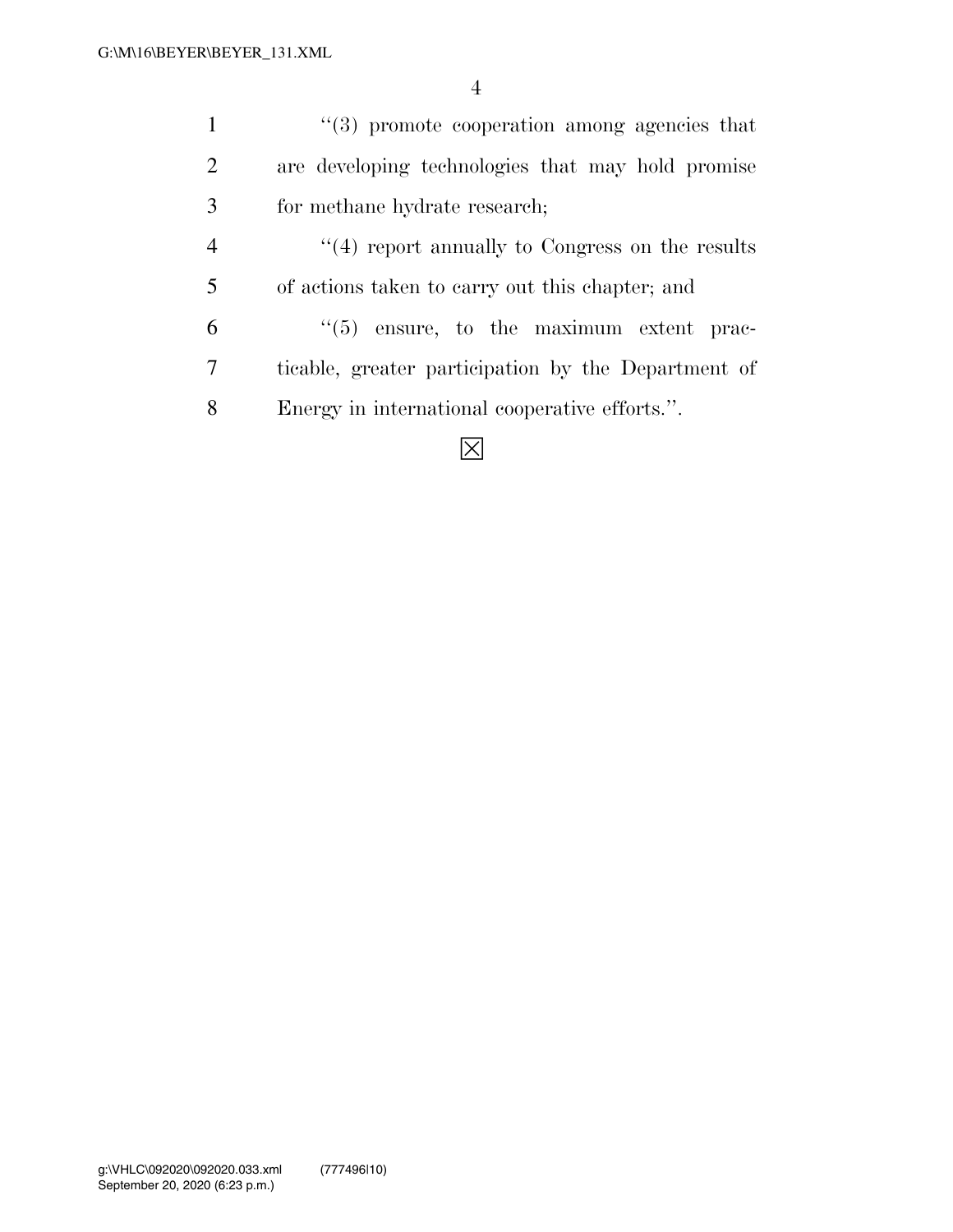''(3) promote cooperation among agencies that are developing technologies that may hold promise for methane hydrate research;

''(4) report annually to Congress on the results of actions taken to carry out this chapter; and

''(5) ensure, to the maximum extent practicable, greater participation by the Department of Energy in international cooperative efforts.''.